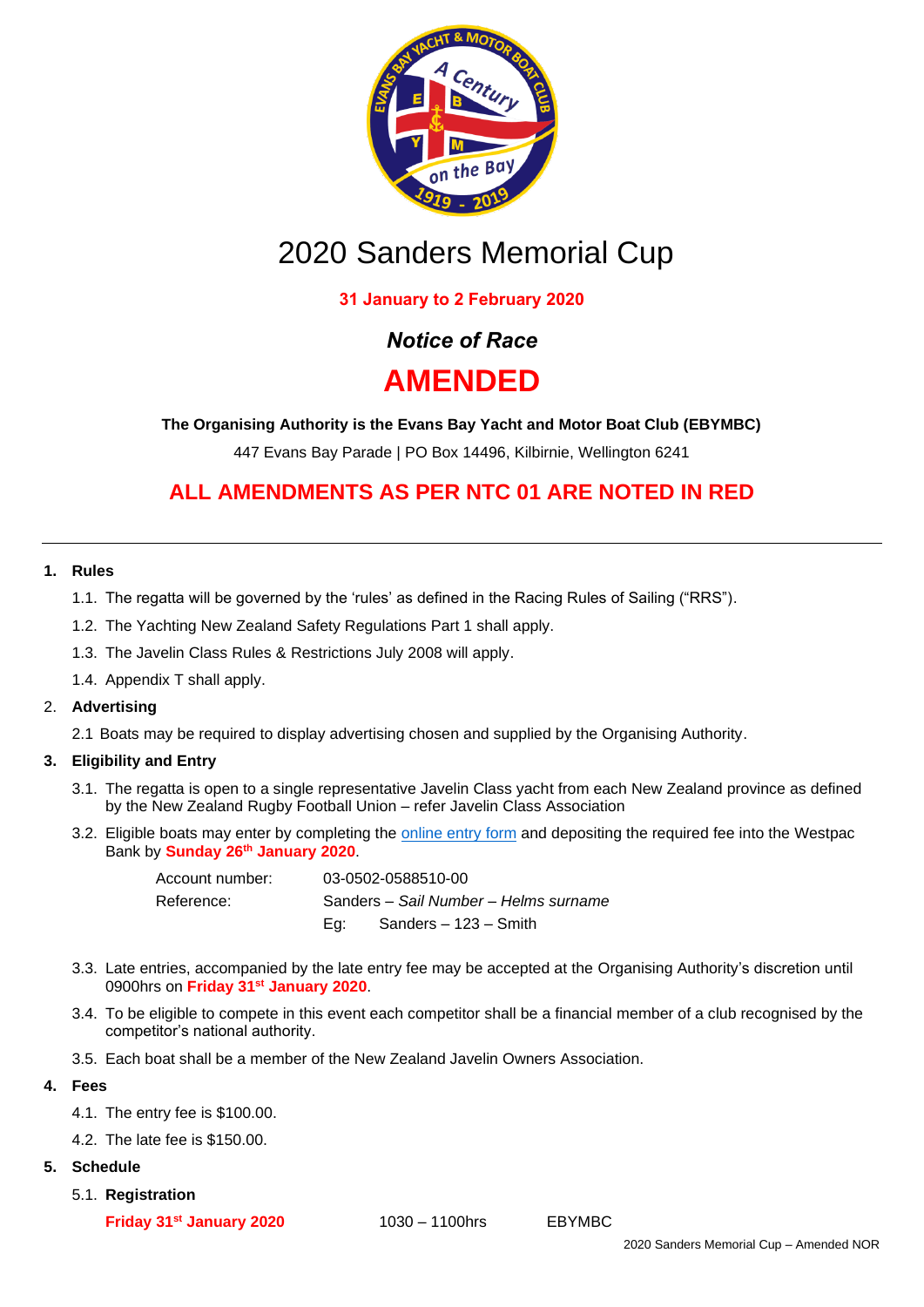# 2020 Sanders Memorial Cup

**31 January to 2 February 2020**

***Notice of Race***

# AMENDED

**The Organising Authority is the Evans Bay Yacht and Motor Boat Club (EBYMBC)**

447 Evans Bay Parade | PO Box 14496, Kilbirnie, Wellington 6241

**ALL AMENDMENTS AS PER NTC 01 ARE NOTED IN RED**

---

1. **Rules**
   1.1. The regatta will be governed by the 'rules' as defined in the Racing Rules of Sailing ("RRS").
   1.2. The Yachting New Zealand Safety Regulations Part 1 shall apply.
   1.3. The Javelin Class Rules & Restrictions July 2008 will apply.
   1.4. Appendix T shall apply.

2. **Advertising**
   2.1 Boats may be required to display advertising chosen and supplied by the Organising Authority.

3. **Eligibility and Entry**
   3.1. The regatta is open to a single representative Javelin Class yacht from each New Zealand province as defined by the New Zealand Rugby Football Union – refer Javelin Class Association
   3.2. Eligible boats may enter by completing the online entry form and depositing the required fee into the Westpac Bank by **Sunday 26th January 2020**.

   | | |
   |---|---|
   | Account number: | 03-0502-0588510-00 |
   | Reference: | Sanders – *Sail Number – Helms surname* |
   | | Eg: Sanders – 123 – Smith |

   3.3. Late entries, accompanied by the late entry fee may be accepted at the Organising Authority's discretion until 0900hrs on **Friday 31st January 2020**.
   3.4. To be eligible to compete in this event each competitor shall be a financial member of a club recognised by the competitor's national authority.
   3.5. Each boat shall be a member of the New Zealand Javelin Owners Association.

4. **Fees**
   4.1. The entry fee is $100.00.
   4.2. The late fee is $150.00.

5. **Schedule**
   5.1. **Registration**

   | | | |
   |---|---|---|
   | **Friday 31st January 2020** | 1030 – 1100hrs | EBYMBC |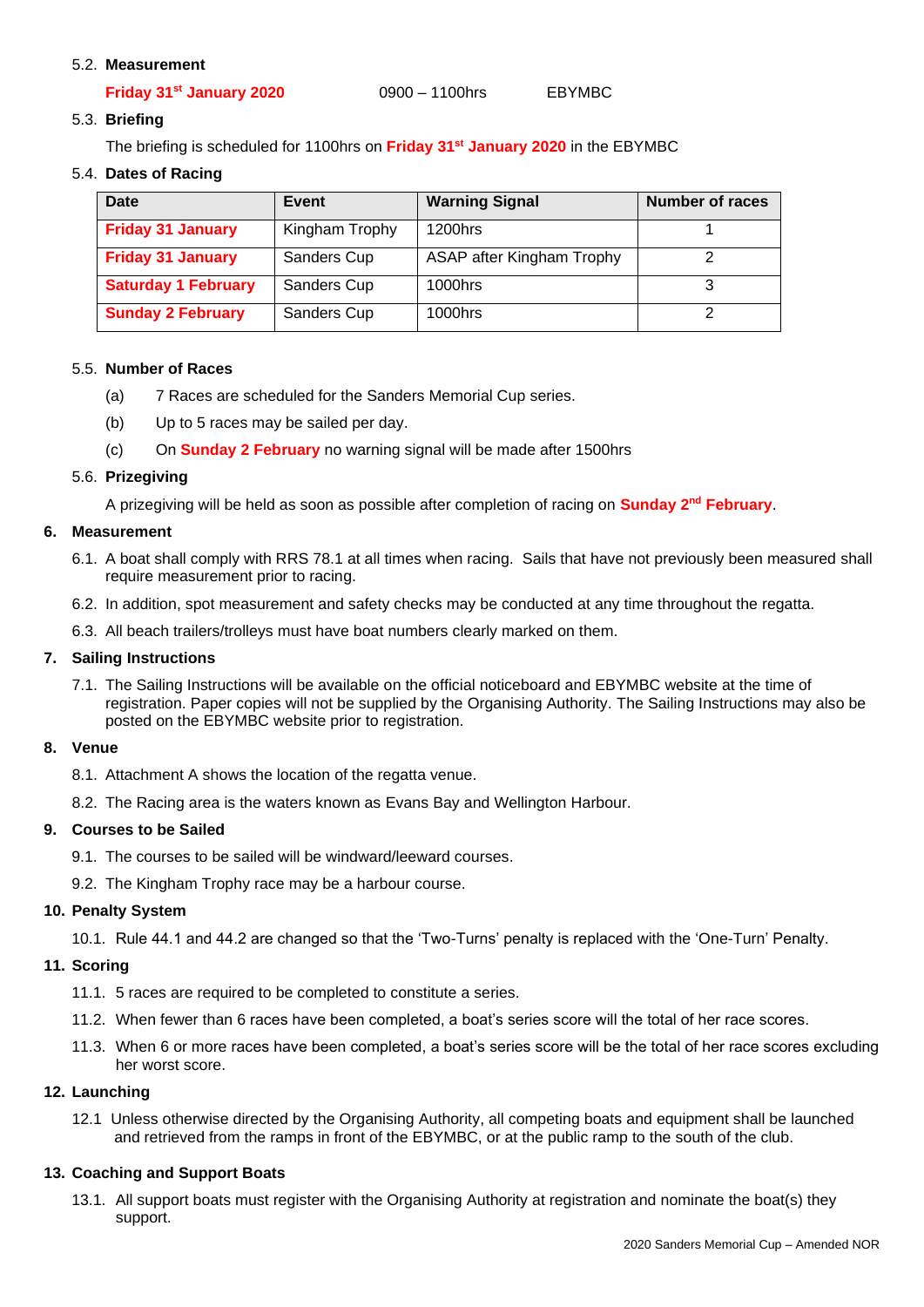5.2. **Measurement**

**Friday 31st January 2020** 0900 – 1100hrs EBYMBC

5.3. **Briefing**

The briefing is scheduled for 1100hrs on **Friday 31st January 2020** in the EBYMBC

5.4. **Dates of Racing**

| Date | Event | Warning Signal | Number of races |
|---|---|---|---|
| **Friday 31 January** | Kingham Trophy | 1200hrs | 1 |
| **Friday 31 January** | Sanders Cup | ASAP after Kingham Trophy | 2 |
| **Saturday 1 February** | Sanders Cup | 1000hrs | 3 |
| **Sunday 2 February** | Sanders Cup | 1000hrs | 2 |

5.5. **Number of Races**

(a) 7 Races are scheduled for the Sanders Memorial Cup series.

(b) Up to 5 races may be sailed per day.

(c) On **Sunday 2 February** no warning signal will be made after 1500hrs

5.6. **Prizegiving**

A prizegiving will be held as soon as possible after completion of racing on **Sunday 2nd February**.

## 6. Measurement

6.1. A boat shall comply with RRS 78.1 at all times when racing. Sails that have not previously been measured shall require measurement prior to racing.

6.2. In addition, spot measurement and safety checks may be conducted at any time throughout the regatta.

6.3. All beach trailers/trolleys must have boat numbers clearly marked on them.

## 7. Sailing Instructions

7.1. The Sailing Instructions will be available on the official noticeboard and EBYMBC website at the time of registration. Paper copies will not be supplied by the Organising Authority. The Sailing Instructions may also be posted on the EBYMBC website prior to registration.

## 8. Venue

8.1. Attachment A shows the location of the regatta venue.

8.2. The Racing area is the waters known as Evans Bay and Wellington Harbour.

## 9. Courses to be Sailed

9.1. The courses to be sailed will be windward/leeward courses.

9.2. The Kingham Trophy race may be a harbour course.

## 10. Penalty System

10.1. Rule 44.1 and 44.2 are changed so that the 'Two-Turns' penalty is replaced with the 'One-Turn' Penalty.

## 11. Scoring

11.1. 5 races are required to be completed to constitute a series.

11.2. When fewer than 6 races have been completed, a boat's series score will the total of her race scores.

11.3. When 6 or more races have been completed, a boat's series score will be the total of her race scores excluding her worst score.

## 12. Launching

12.1 Unless otherwise directed by the Organising Authority, all competing boats and equipment shall be launched and retrieved from the ramps in front of the EBYMBC, or at the public ramp to the south of the club.

## 13. Coaching and Support Boats

13.1. All support boats must register with the Organising Authority at registration and nominate the boat(s) they support.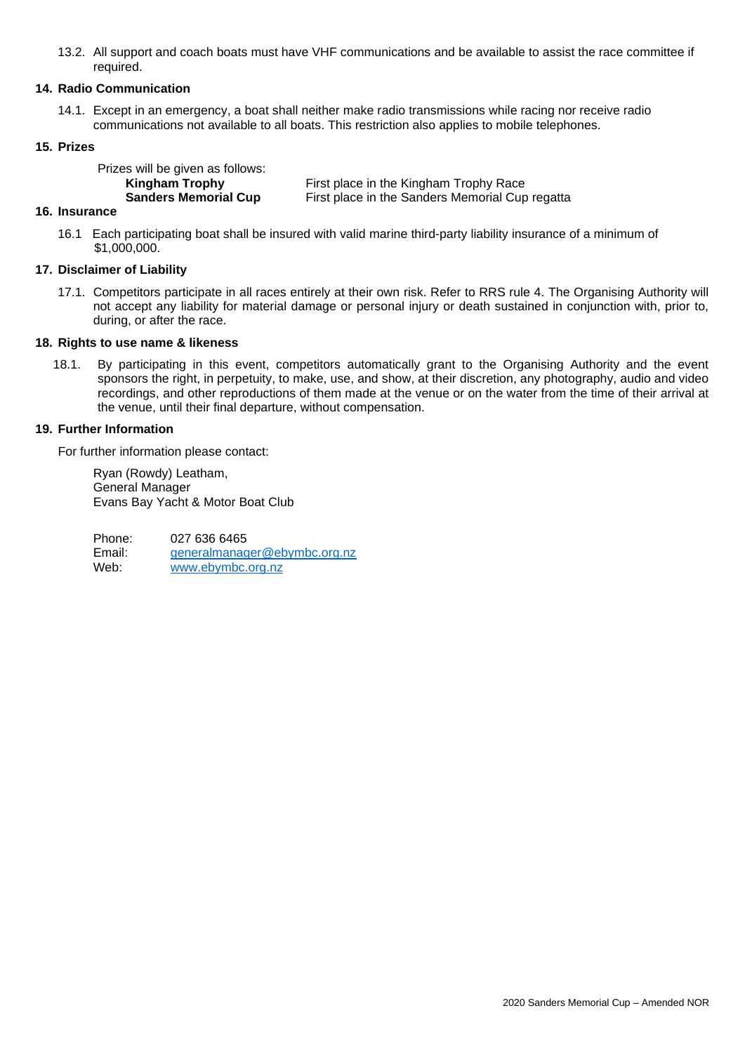13.2. All support and coach boats must have VHF communications and be available to assist the race committee if required.

## 14. Radio Communication

14.1. Except in an emergency, a boat shall neither make radio transmissions while racing nor receive radio communications not available to all boats. This restriction also applies to mobile telephones.

## 15. Prizes

Prizes will be given as follows:

| | |
|---|---|
| **Kingham Trophy** | First place in the Kingham Trophy Race |
| **Sanders Memorial Cup** | First place in the Sanders Memorial Cup regatta |

## 16. Insurance

16.1 Each participating boat shall be insured with valid marine third-party liability insurance of a minimum of $1,000,000.

## 17. Disclaimer of Liability

17.1. Competitors participate in all races entirely at their own risk. Refer to RRS rule 4. The Organising Authority will not accept any liability for material damage or personal injury or death sustained in conjunction with, prior to, during, or after the race.

## 18. Rights to use name & likeness

18.1. By participating in this event, competitors automatically grant to the Organising Authority and the event sponsors the right, in perpetuity, to make, use, and show, at their discretion, any photography, audio and video recordings, and other reproductions of them made at the venue or on the water from the time of their arrival at the venue, until their final departure, without compensation.

## 19. Further Information

For further information please contact:

Ryan (Rowdy) Leatham,
General Manager
Evans Bay Yacht & Motor Boat Club

Phone: 027 636 6465
Email: generalmanager@ebymbc.org.nz
Web: www.ebymbc.org.nz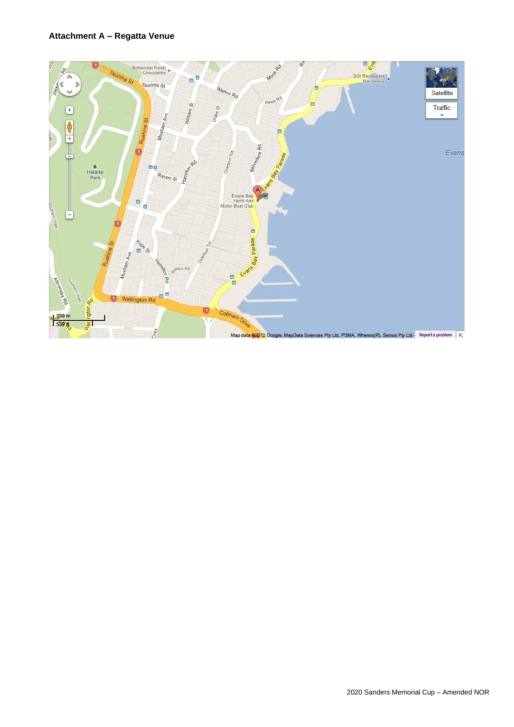**Attachment A – Regatta Venue**

Bohemein Fresh Chocolates

Taurima St

Taurima St

Waitoa Rd

Matai Rd

Reva Rd

SOI Restaurant Bar Venue

Satellite

Traffic

Evans

Ruahine St

Moxham Ave

William St

Drake St

Belvedere Rd

Evans Bay Parade

Hataitai Park

Raupo St

Hamilton Rd

Overtoun Tce

Evans Bay Yacht And Motor Boat Club

Kupe St

Hamilton Rd

Busaco Rd

Overtoun Tce

Evans Bay Parade

Ruahine St

Moxham Ave

Alexandra Rd

Southern Walk

Wellington Rd

Wellington Rd

Cobham Drive

200 m

500 ft

Map data ©2012 Google, MapData Sciences Pty Ltd, PSMA, Whereis(R), Sensis Pty Ltd - Report a problem

2020 Sanders Memorial Cup – Amended NOR